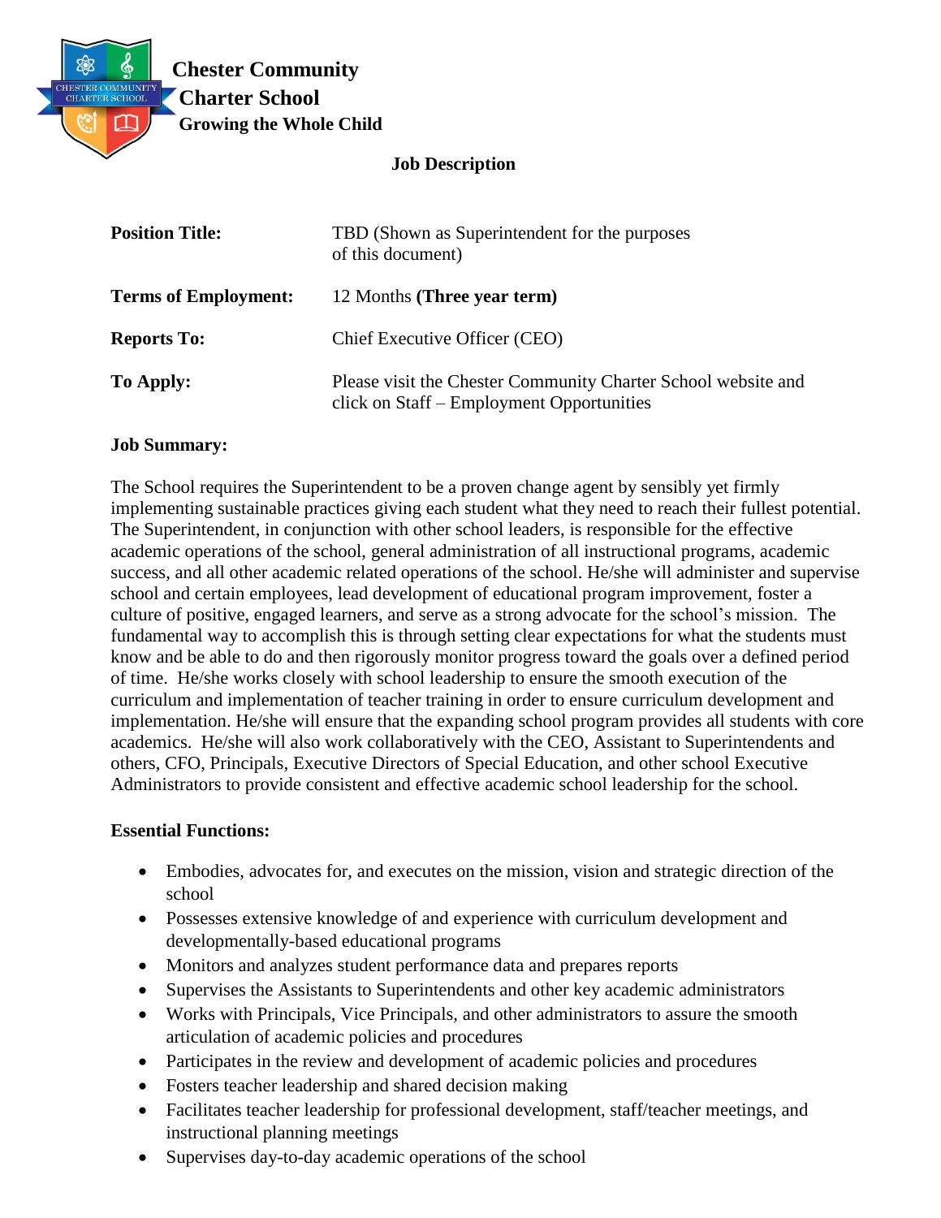**Chester Community Charter School**
**Growing the Whole Child**

## Job Description

| | |
|---|---|
| **Position Title:** | TBD (Shown as Superintendent for the purposes of this document) |
| **Terms of Employment:** | 12 Months **(Three year term)** |
| **Reports To:** | Chief Executive Officer (CEO) |
| **To Apply:** | Please visit the Chester Community Charter School website and click on Staff – Employment Opportunities |

**Job Summary:**

The School requires the Superintendent to be a proven change agent by sensibly yet firmly implementing sustainable practices giving each student what they need to reach their fullest potential. The Superintendent, in conjunction with other school leaders, is responsible for the effective academic operations of the school, general administration of all instructional programs, academic success, and all other academic related operations of the school. He/she will administer and supervise school and certain employees, lead development of educational program improvement, foster a culture of positive, engaged learners, and serve as a strong advocate for the school's mission. The fundamental way to accomplish this is through setting clear expectations for what the students must know and be able to do and then rigorously monitor progress toward the goals over a defined period of time. He/she works closely with school leadership to ensure the smooth execution of the curriculum and implementation of teacher training in order to ensure curriculum development and implementation. He/she will ensure that the expanding school program provides all students with core academics. He/she will also work collaboratively with the CEO, Assistant to Superintendents and others, CFO, Principals, Executive Directors of Special Education, and other school Executive Administrators to provide consistent and effective academic school leadership for the school.

**Essential Functions:**

- Embodies, advocates for, and executes on the mission, vision and strategic direction of the school
- Possesses extensive knowledge of and experience with curriculum development and developmentally-based educational programs
- Monitors and analyzes student performance data and prepares reports
- Supervises the Assistants to Superintendents and other key academic administrators
- Works with Principals, Vice Principals, and other administrators to assure the smooth articulation of academic policies and procedures
- Participates in the review and development of academic policies and procedures
- Fosters teacher leadership and shared decision making
- Facilitates teacher leadership for professional development, staff/teacher meetings, and instructional planning meetings
- Supervises day-to-day academic operations of the school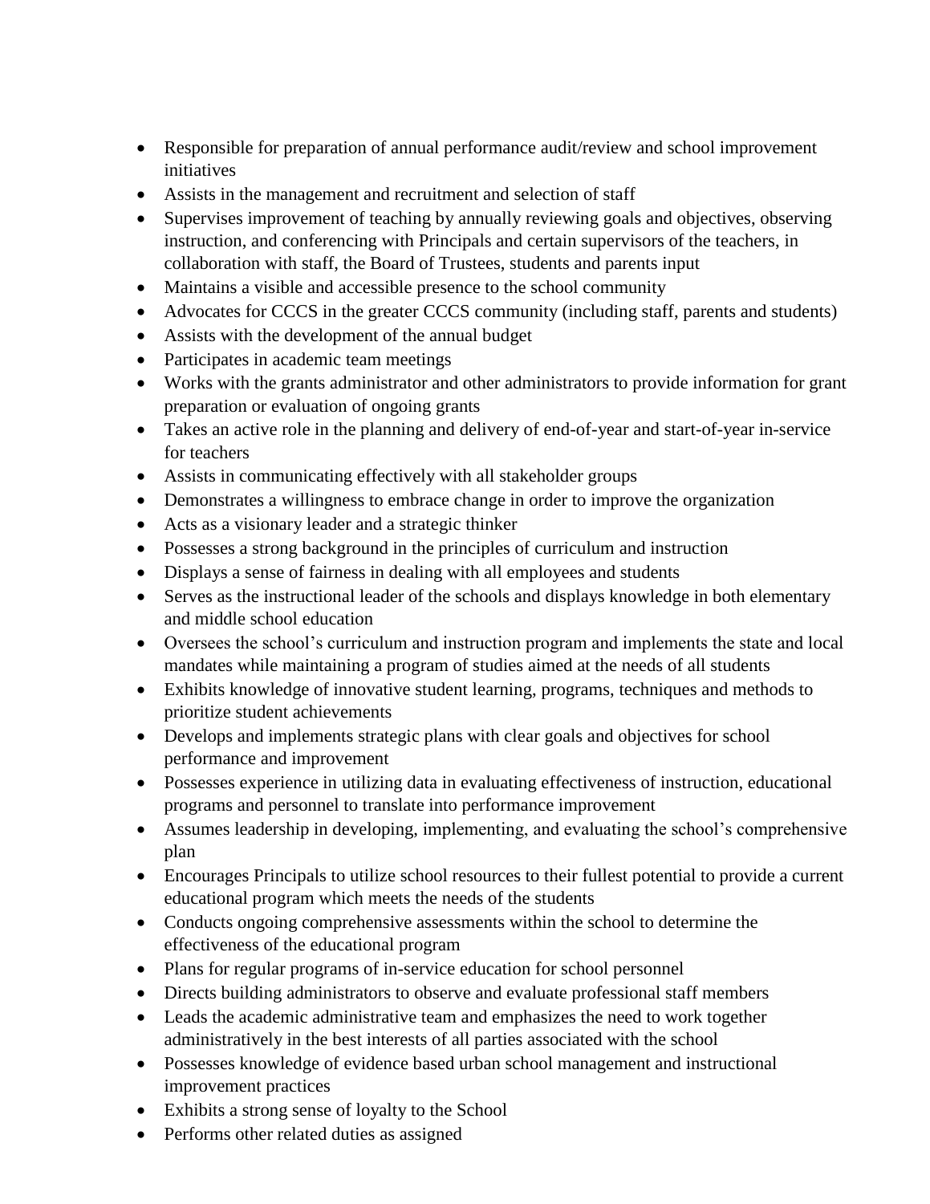- Responsible for preparation of annual performance audit/review and school improvement initiatives
- Assists in the management and recruitment and selection of staff
- Supervises improvement of teaching by annually reviewing goals and objectives, observing instruction, and conferencing with Principals and certain supervisors of the teachers, in collaboration with staff, the Board of Trustees, students and parents input
- Maintains a visible and accessible presence to the school community
- Advocates for CCCS in the greater CCCS community (including staff, parents and students)
- Assists with the development of the annual budget
- Participates in academic team meetings
- Works with the grants administrator and other administrators to provide information for grant preparation or evaluation of ongoing grants
- Takes an active role in the planning and delivery of end-of-year and start-of-year in-service for teachers
- Assists in communicating effectively with all stakeholder groups
- Demonstrates a willingness to embrace change in order to improve the organization
- Acts as a visionary leader and a strategic thinker
- Possesses a strong background in the principles of curriculum and instruction
- Displays a sense of fairness in dealing with all employees and students
- Serves as the instructional leader of the schools and displays knowledge in both elementary and middle school education
- Oversees the school's curriculum and instruction program and implements the state and local mandates while maintaining a program of studies aimed at the needs of all students
- Exhibits knowledge of innovative student learning, programs, techniques and methods to prioritize student achievements
- Develops and implements strategic plans with clear goals and objectives for school performance and improvement
- Possesses experience in utilizing data in evaluating effectiveness of instruction, educational programs and personnel to translate into performance improvement
- Assumes leadership in developing, implementing, and evaluating the school's comprehensive plan
- Encourages Principals to utilize school resources to their fullest potential to provide a current educational program which meets the needs of the students
- Conducts ongoing comprehensive assessments within the school to determine the effectiveness of the educational program
- Plans for regular programs of in-service education for school personnel
- Directs building administrators to observe and evaluate professional staff members
- Leads the academic administrative team and emphasizes the need to work together administratively in the best interests of all parties associated with the school
- Possesses knowledge of evidence based urban school management and instructional improvement practices
- Exhibits a strong sense of loyalty to the School
- Performs other related duties as assigned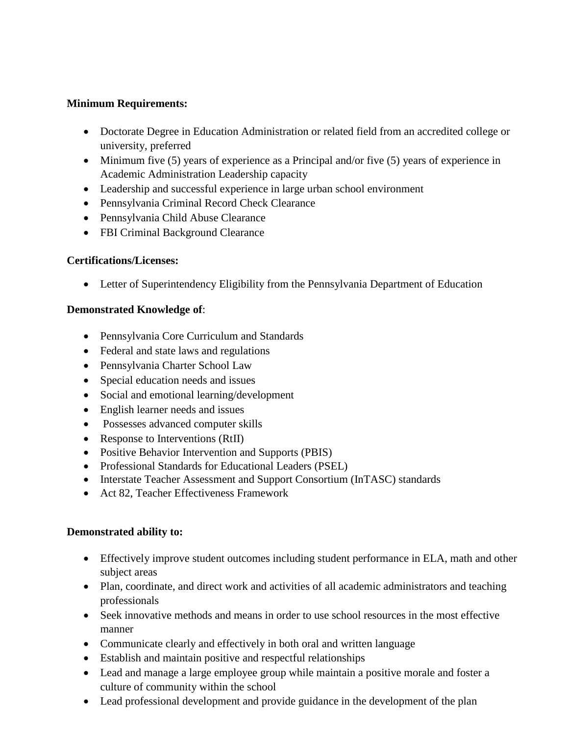**Minimum Requirements:**

- Doctorate Degree in Education Administration or related field from an accredited college or university, preferred
- Minimum five (5) years of experience as a Principal and/or five (5) years of experience in Academic Administration Leadership capacity
- Leadership and successful experience in large urban school environment
- Pennsylvania Criminal Record Check Clearance
- Pennsylvania Child Abuse Clearance
- FBI Criminal Background Clearance

**Certifications/Licenses:**

- Letter of Superintendency Eligibility from the Pennsylvania Department of Education

**Demonstrated Knowledge of**:

- Pennsylvania Core Curriculum and Standards
- Federal and state laws and regulations
- Pennsylvania Charter School Law
- Special education needs and issues
- Social and emotional learning/development
- English learner needs and issues
- Possesses advanced computer skills
- Response to Interventions (RtII)
- Positive Behavior Intervention and Supports (PBIS)
- Professional Standards for Educational Leaders (PSEL)
- Interstate Teacher Assessment and Support Consortium (InTASC) standards
- Act 82, Teacher Effectiveness Framework

**Demonstrated ability to:**

- Effectively improve student outcomes including student performance in ELA, math and other subject areas
- Plan, coordinate, and direct work and activities of all academic administrators and teaching professionals
- Seek innovative methods and means in order to use school resources in the most effective manner
- Communicate clearly and effectively in both oral and written language
- Establish and maintain positive and respectful relationships
- Lead and manage a large employee group while maintain a positive morale and foster a culture of community within the school
- Lead professional development and provide guidance in the development of the plan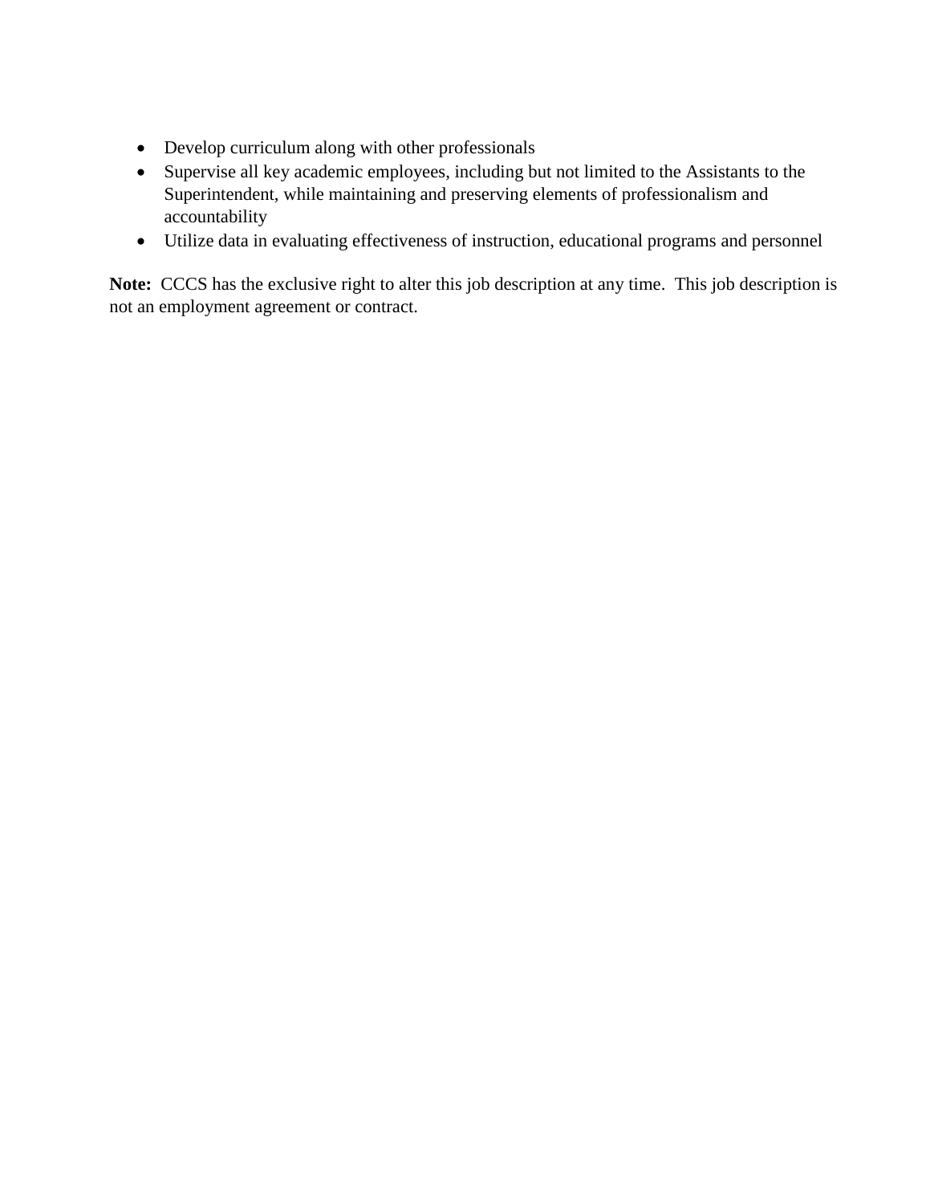- Develop curriculum along with other professionals
- Supervise all key academic employees, including but not limited to the Assistants to the Superintendent, while maintaining and preserving elements of professionalism and accountability
- Utilize data in evaluating effectiveness of instruction, educational programs and personnel

**Note:** CCCS has the exclusive right to alter this job description at any time. This job description is not an employment agreement or contract.